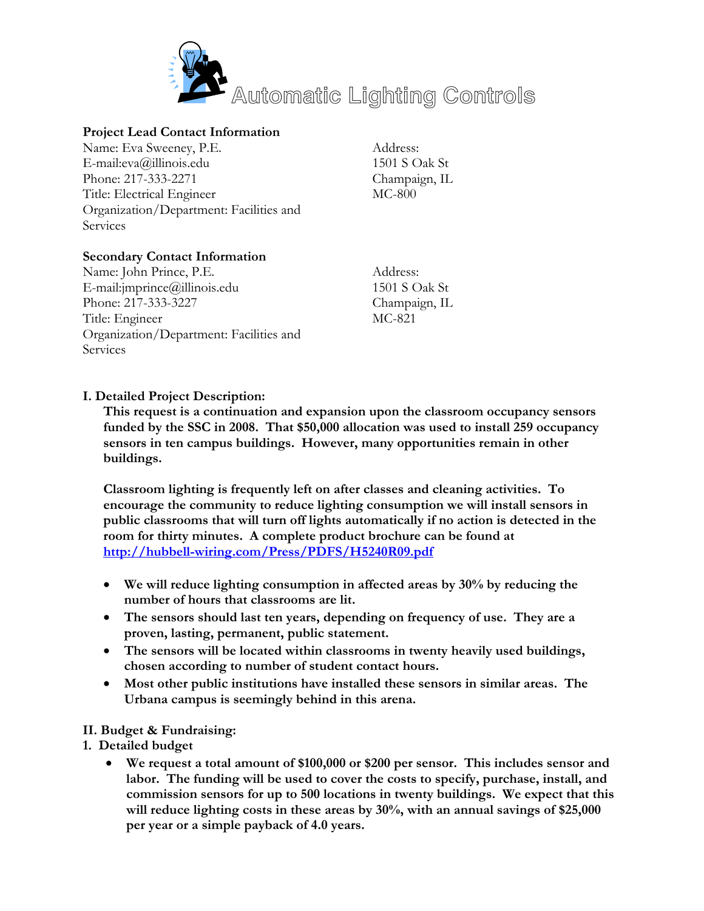# Automatic Lighting Controls

**Project Lead Contact Information**

Name: Eva Sweeney, P.E.
E-mail:eva@illinois.edu
Phone: 217-333-2271
Title: Electrical Engineer
Organization/Department: Facilities and Services

Address:
1501 S Oak St
Champaign, IL
MC-800

**Secondary Contact Information**

Name: John Prince, P.E.
E-mail:jmprince@illinois.edu
Phone: 217-333-3227
Title: Engineer
Organization/Department: Facilities and Services

Address:
1501 S Oak St
Champaign, IL
MC-821

## I. Detailed Project Description:

**This request is a continuation and expansion upon the classroom occupancy sensors funded by the SSC in 2008. That $50,000 allocation was used to install 259 occupancy sensors in ten campus buildings. However, many opportunities remain in other buildings.**

**Classroom lighting is frequently left on after classes and cleaning activities. To encourage the community to reduce lighting consumption we will install sensors in public classrooms that will turn off lights automatically if no action is detected in the room for thirty minutes. A complete product brochure can be found at [http://hubbell-wiring.com/Press/PDFS/H5240R09.pdf](http://hubbell-wiring.com/Press/PDFS/H5240R09.pdf)**

- **We will reduce lighting consumption in affected areas by 30% by reducing the number of hours that classrooms are lit.**
- **The sensors should last ten years, depending on frequency of use. They are a proven, lasting, permanent, public statement.**
- **The sensors will be located within classrooms in twenty heavily used buildings, chosen according to number of student contact hours.**
- **Most other public institutions have installed these sensors in similar areas. The Urbana campus is seemingly behind in this arena.**

## II. Budget & Fundraising:

### 1. Detailed budget

- **We request a total amount of $100,000 or $200 per sensor. This includes sensor and labor. The funding will be used to cover the costs to specify, purchase, install, and commission sensors for up to 500 locations in twenty buildings. We expect that this will reduce lighting costs in these areas by 30%, with an annual savings of $25,000 per year or a simple payback of 4.0 years.**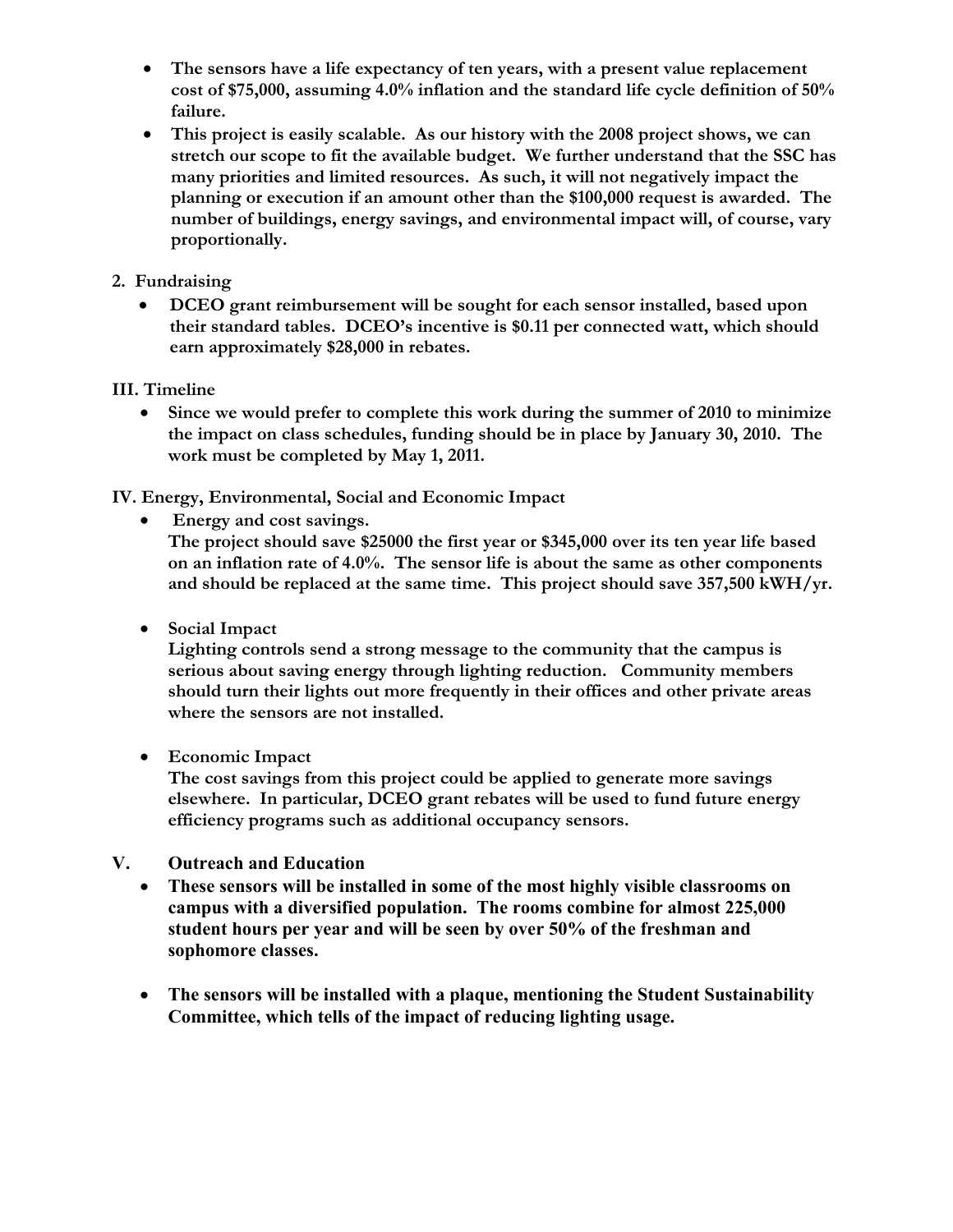- **The sensors have a life expectancy of ten years, with a present value replacement cost of $75,000, assuming 4.0% inflation and the standard life cycle definition of 50% failure.**
- **This project is easily scalable. As our history with the 2008 project shows, we can stretch our scope to fit the available budget. We further understand that the SSC has many priorities and limited resources. As such, it will not negatively impact the planning or execution if an amount other than the $100,000 request is awarded. The number of buildings, energy savings, and environmental impact will, of course, vary proportionally.**

**2. Fundraising**

- **DCEO grant reimbursement will be sought for each sensor installed, based upon their standard tables. DCEO's incentive is $0.11 per connected watt, which should earn approximately $28,000 in rebates.**

## III. Timeline

- **Since we would prefer to complete this work during the summer of 2010 to minimize the impact on class schedules, funding should be in place by January 30, 2010. The work must be completed by May 1, 2011.**

## IV. Energy, Environmental, Social and Economic Impact

- **Energy and cost savings.**
  **The project should save $25000 the first year or $345,000 over its ten year life based on an inflation rate of 4.0%. The sensor life is about the same as other components and should be replaced at the same time. This project should save 357,500 kWH/yr.**

- **Social Impact**
  **Lighting controls send a strong message to the community that the campus is serious about saving energy through lighting reduction. Community members should turn their lights out more frequently in their offices and other private areas where the sensors are not installed.**

- **Economic Impact**
  **The cost savings from this project could be applied to generate more savings elsewhere. In particular, DCEO grant rebates will be used to fund future energy efficiency programs such as additional occupancy sensors.**

## V. Outreach and Education

- **These sensors will be installed in some of the most highly visible classrooms on campus with a diversified population. The rooms combine for almost 225,000 student hours per year and will be seen by over 50% of the freshman and sophomore classes.**

- **The sensors will be installed with a plaque, mentioning the Student Sustainability Committee, which tells of the impact of reducing lighting usage.**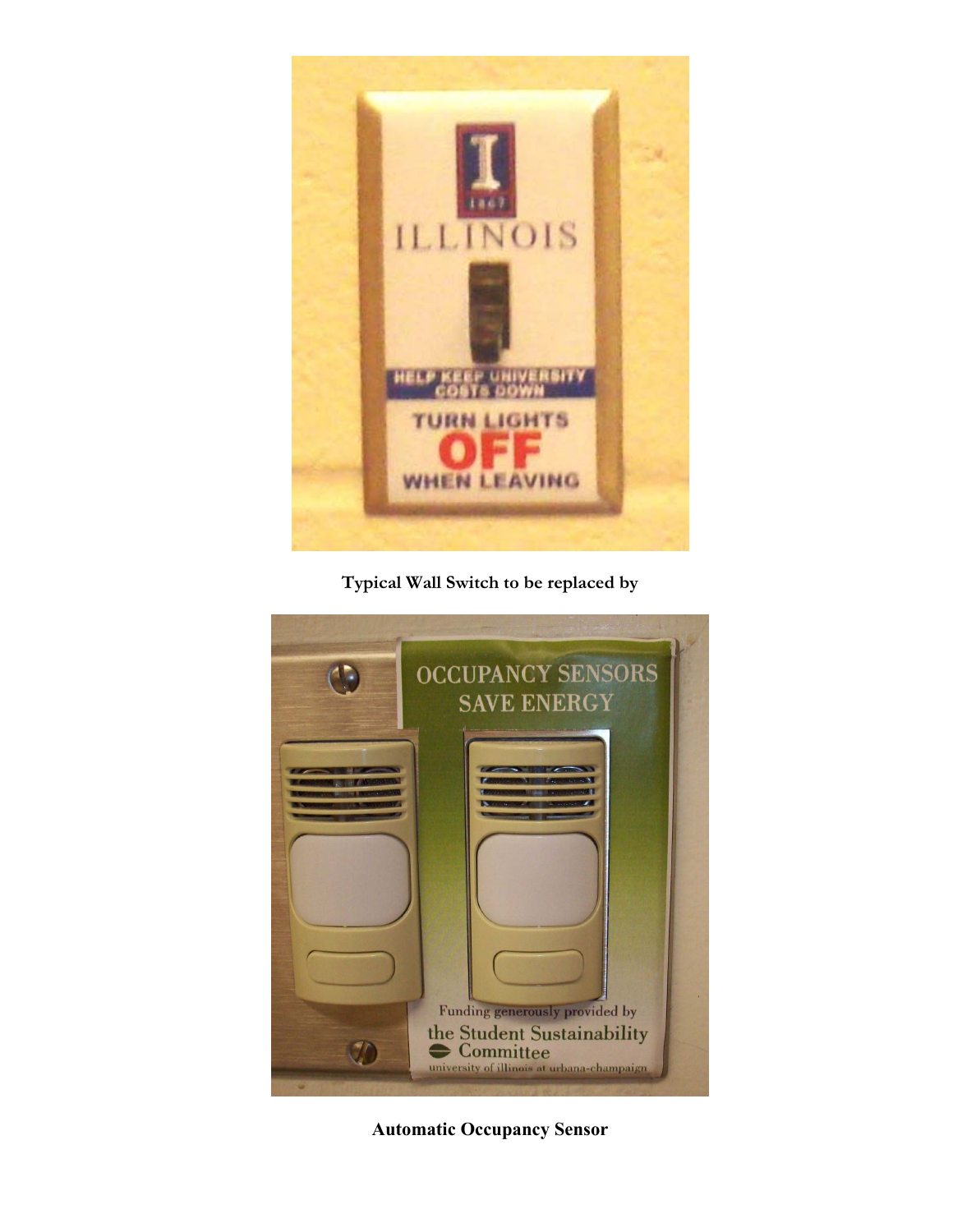**Typical Wall Switch to be replaced by**

**Automatic Occupancy Sensor**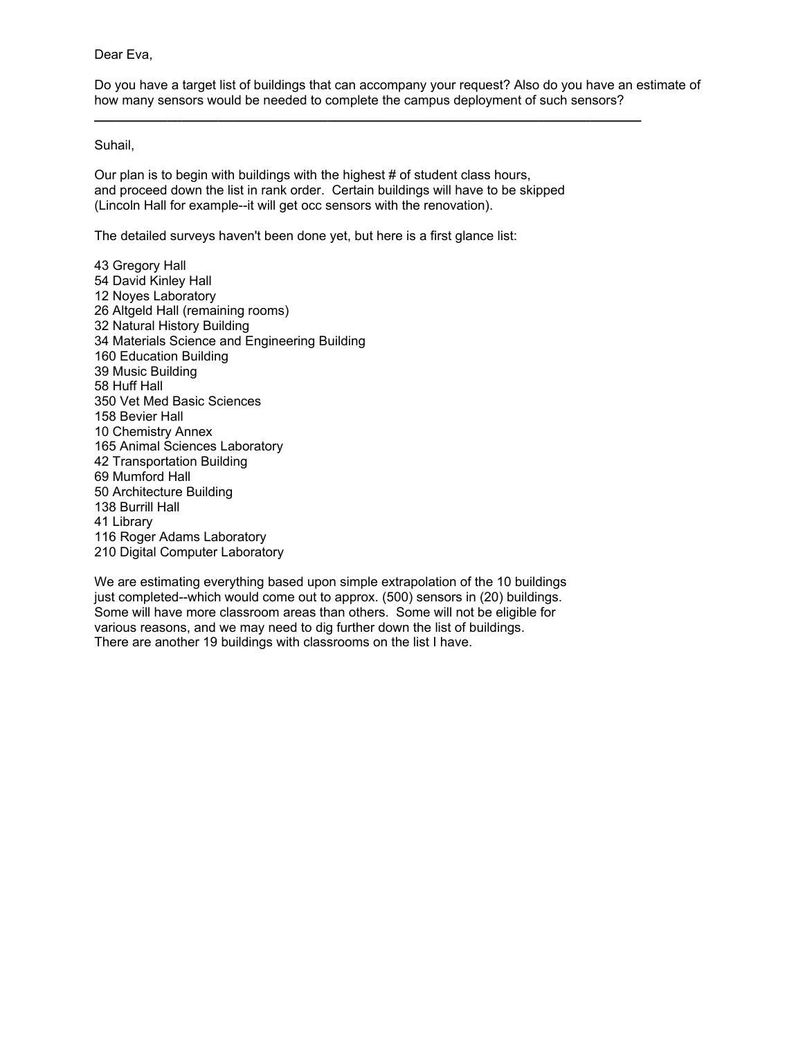Dear Eva,

Do you have a target list of buildings that can accompany your request? Also do you have an estimate of how many sensors would be needed to complete the campus deployment of such sensors?

---

Suhail,

Our plan is to begin with buildings with the highest # of student class hours, and proceed down the list in rank order. Certain buildings will have to be skipped (Lincoln Hall for example--it will get occ sensors with the renovation).

The detailed surveys haven't been done yet, but here is a first glance list:

43 Gregory Hall  
54 David Kinley Hall  
12 Noyes Laboratory  
26 Altgeld Hall (remaining rooms)  
32 Natural History Building  
34 Materials Science and Engineering Building  
160 Education Building  
39 Music Building  
58 Huff Hall  
350 Vet Med Basic Sciences  
158 Bevier Hall  
10 Chemistry Annex  
165 Animal Sciences Laboratory  
42 Transportation Building  
69 Mumford Hall  
50 Architecture Building  
138 Burrill Hall  
41 Library  
116 Roger Adams Laboratory  
210 Digital Computer Laboratory

We are estimating everything based upon simple extrapolation of the 10 buildings just completed--which would come out to approx. (500) sensors in (20) buildings. Some will have more classroom areas than others. Some will not be eligible for various reasons, and we may need to dig further down the list of buildings. There are another 19 buildings with classrooms on the list I have.